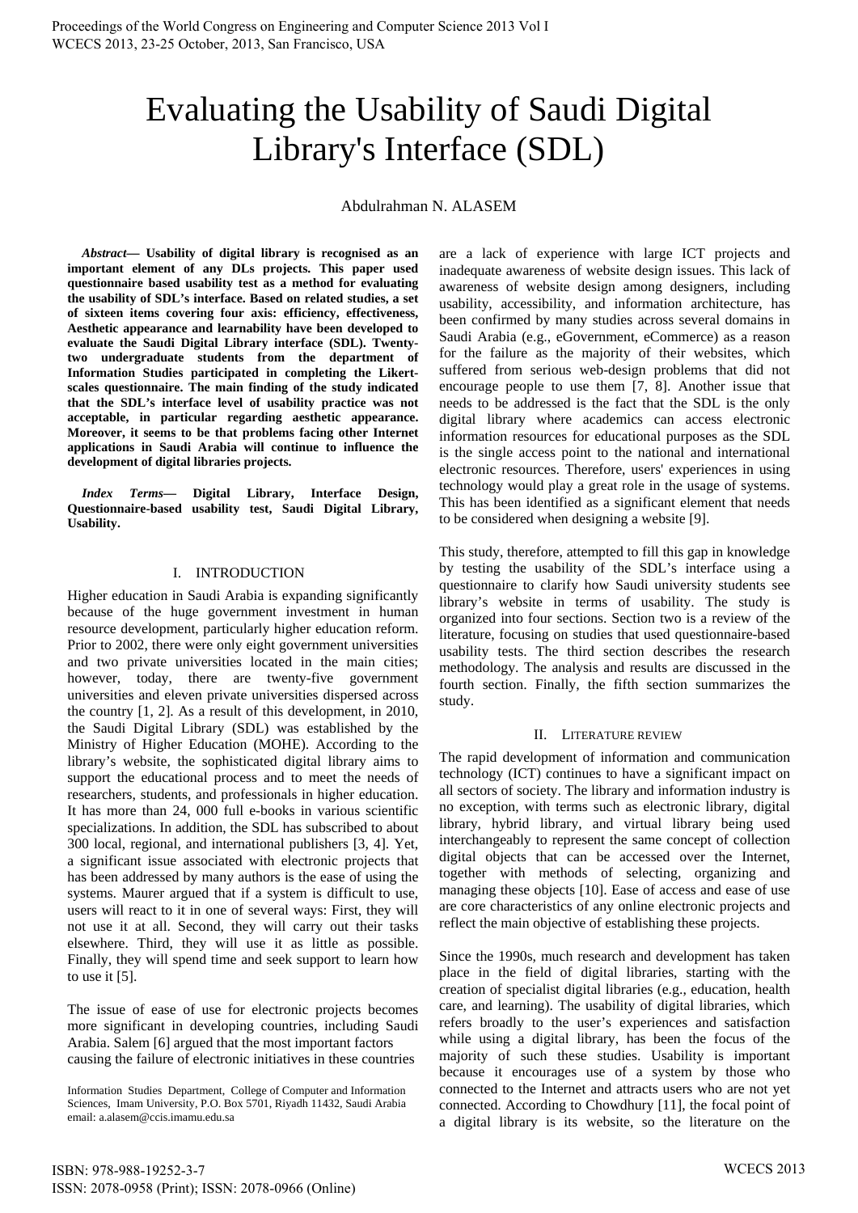# Evaluating the Usability of Saudi Digital Library's Interface (SDL)

Abdulrahman N. ALASEM

***Abstract*— Usability of digital library is recognised as an important element of any DLs projects. This paper used questionnaire based usability test as a method for evaluating the usability of SDL's interface. Based on related studies, a set of sixteen items covering four axis: efficiency, effectiveness, Aesthetic appearance and learnability have been developed to evaluate the Saudi Digital Library interface (SDL). Twenty-two undergraduate students from the department of Information Studies participated in completing the Likert-scales questionnaire. The main finding of the study indicated that the SDL's interface level of usability practice was not acceptable, in particular regarding aesthetic appearance. Moreover, it seems to be that problems facing other Internet applications in Saudi Arabia will continue to influence the development of digital libraries projects.**

***Index Terms*— Digital Library, Interface Design, Questionnaire-based usability test, Saudi Digital Library, Usability.**

## I. INTRODUCTION

Higher education in Saudi Arabia is expanding significantly because of the huge government investment in human resource development, particularly higher education reform. Prior to 2002, there were only eight government universities and two private universities located in the main cities; however, today, there are twenty-five government universities and eleven private universities dispersed across the country [1, 2]. As a result of this development, in 2010, the Saudi Digital Library (SDL) was established by the Ministry of Higher Education (MOHE). According to the library's website, the sophisticated digital library aims to support the educational process and to meet the needs of researchers, students, and professionals in higher education. It has more than 24, 000 full e-books in various scientific specializations. In addition, the SDL has subscribed to about 300 local, regional, and international publishers [3, 4]. Yet, a significant issue associated with electronic projects that has been addressed by many authors is the ease of using the systems. Maurer argued that if a system is difficult to use, users will react to it in one of several ways: First, they will not use it at all. Second, they will carry out their tasks elsewhere. Third, they will use it as little as possible. Finally, they will spend time and seek support to learn how to use it [5].

The issue of ease of use for electronic projects becomes more significant in developing countries, including Saudi Arabia. Salem [6] argued that the most important factors causing the failure of electronic initiatives in these countries are a lack of experience with large ICT projects and inadequate awareness of website design issues. This lack of awareness of website design among designers, including usability, accessibility, and information architecture, has been confirmed by many studies across several domains in Saudi Arabia (e.g., eGovernment, eCommerce) as a reason for the failure as the majority of their websites, which suffered from serious web-design problems that did not encourage people to use them [7, 8]. Another issue that needs to be addressed is the fact that the SDL is the only digital library where academics can access electronic information resources for educational purposes as the SDL is the single access point to the national and international electronic resources. Therefore, users' experiences in using technology would play a great role in the usage of systems. This has been identified as a significant element that needs to be considered when designing a website [9].

This study, therefore, attempted to fill this gap in knowledge by testing the usability of the SDL's interface using a questionnaire to clarify how Saudi university students see library's website in terms of usability. The study is organized into four sections. Section two is a review of the literature, focusing on studies that used questionnaire-based usability tests. The third section describes the research methodology. The analysis and results are discussed in the fourth section. Finally, the fifth section summarizes the study.

## II. LITERATURE REVIEW

The rapid development of information and communication technology (ICT) continues to have a significant impact on all sectors of society. The library and information industry is no exception, with terms such as electronic library, digital library, hybrid library, and virtual library being used interchangeably to represent the same concept of collection digital objects that can be accessed over the Internet, together with methods of selecting, organizing and managing these objects [10]. Ease of access and ease of use are core characteristics of any online electronic projects and reflect the main objective of establishing these projects.

Since the 1990s, much research and development has taken place in the field of digital libraries, starting with the creation of specialist digital libraries (e.g., education, health care, and learning). The usability of digital libraries, which refers broadly to the user's experiences and satisfaction while using a digital library, has been the focus of the majority of such these studies. Usability is important because it encourages use of a system by those who connected to the Internet and attracts users who are not yet connected. According to Chowdhury [11], the focal point of a digital library is its website, so the literature on the

Information Studies Department, College of Computer and Information Sciences, Imam University, P.O. Box 5701, Riyadh 11432, Saudi Arabia email: a.alasem@ccis.imamu.edu.sa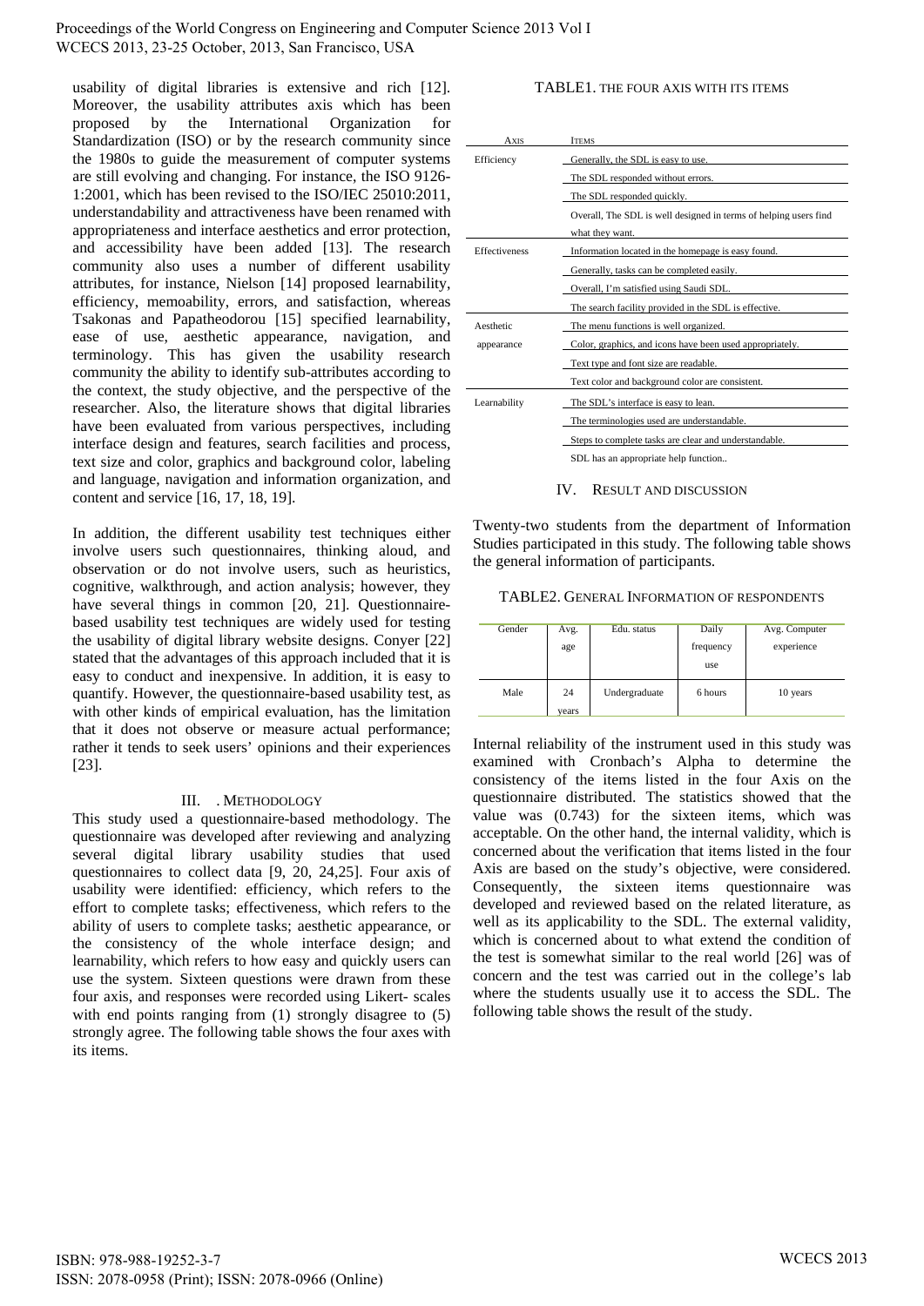usability of digital libraries is extensive and rich [12]. Moreover, the usability attributes axis which has been proposed by the International Organization for Standardization (ISO) or by the research community since the 1980s to guide the measurement of computer systems are still evolving and changing. For instance, the ISO 9126-1:2001, which has been revised to the ISO/IEC 25010:2011, understandability and attractiveness have been renamed with appropriateness and interface aesthetics and error protection, and accessibility have been added [13]. The research community also uses a number of different usability attributes, for instance, Nielson [14] proposed learnability, efficiency, memoability, errors, and satisfaction, whereas Tsakonas and Papatheodorou [15] specified learnability, ease of use, aesthetic appearance, navigation, and terminology. This has given the usability research community the ability to identify sub-attributes according to the context, the study objective, and the perspective of the researcher. Also, the literature shows that digital libraries have been evaluated from various perspectives, including interface design and features, search facilities and process, text size and color, graphics and background color, labeling and language, navigation and information organization, and content and service [16, 17, 18, 19].

In addition, the different usability test techniques either involve users such questionnaires, thinking aloud, and observation or do not involve users, such as heuristics, cognitive, walkthrough, and action analysis; however, they have several things in common [20, 21]. Questionnaire-based usability test techniques are widely used for testing the usability of digital library website designs. Conyer [22] stated that the advantages of this approach included that it is easy to conduct and inexpensive. In addition, it is easy to quantify. However, the questionnaire-based usability test, as with other kinds of empirical evaluation, has the limitation that it does not observe or measure actual performance; rather it tends to seek users' opinions and their experiences [23].

## III. . METHODOLOGY

This study used a questionnaire-based methodology. The questionnaire was developed after reviewing and analyzing several digital library usability studies that used questionnaires to collect data [9, 20, 24,25]. Four axis of usability were identified: efficiency, which refers to the effort to complete tasks; effectiveness, which refers to the ability of users to complete tasks; aesthetic appearance, or the consistency of the whole interface design; and learnability, which refers to how easy and quickly users can use the system. Sixteen questions were drawn from these four axis, and responses were recorded using Likert- scales with end points ranging from (1) strongly disagree to (5) strongly agree. The following table shows the four axes with its items.

TABLE1. THE FOUR AXIS WITH ITS ITEMS

| AXIS | ITEMS |
|---|---|
| Efficiency | Generally, the SDL is easy to use. |
| | The SDL responded without errors. |
| | The SDL responded quickly. |
| | Overall, The SDL is well designed in terms of helping users find what they want. |
| Effectiveness | Information located in the homepage is easy found. |
| | Generally, tasks can be completed easily. |
| | Overall, I'm satisfied using Saudi SDL. |
| | The search facility provided in the SDL is effective. |
| Aesthetic appearance | The menu functions is well organized. |
| | Color, graphics, and icons have been used appropriately. |
| | Text type and font size are readable. |
| | Text color and background color are consistent. |
| Learnability | The SDL's interface is easy to lean. |
| | The terminologies used are understandable. |
| | Steps to complete tasks are clear and understandable. |
| | SDL has an appropriate help function.. |

## IV. RESULT AND DISCUSSION

Twenty-two students from the department of Information Studies participated in this study. The following table shows the general information of participants.

TABLE2. GENERAL INFORMATION OF RESPONDENTS

| Gender | Avg. age | Edu. status | Daily frequency use | Avg. Computer experience |
|---|---|---|---|---|
| Male | 24 years | Undergraduate | 6 hours | 10 years |

Internal reliability of the instrument used in this study was examined with Cronbach's Alpha to determine the consistency of the items listed in the four Axis on the questionnaire distributed. The statistics showed that the value was (0.743) for the sixteen items, which was acceptable. On the other hand, the internal validity, which is concerned about the verification that items listed in the four Axis are based on the study's objective, were considered. Consequently, the sixteen items questionnaire was developed and reviewed based on the related literature, as well as its applicability to the SDL. The external validity, which is concerned about to what extend the condition of the test is somewhat similar to the real world [26] was of concern and the test was carried out in the college's lab where the students usually use it to access the SDL. The following table shows the result of the study.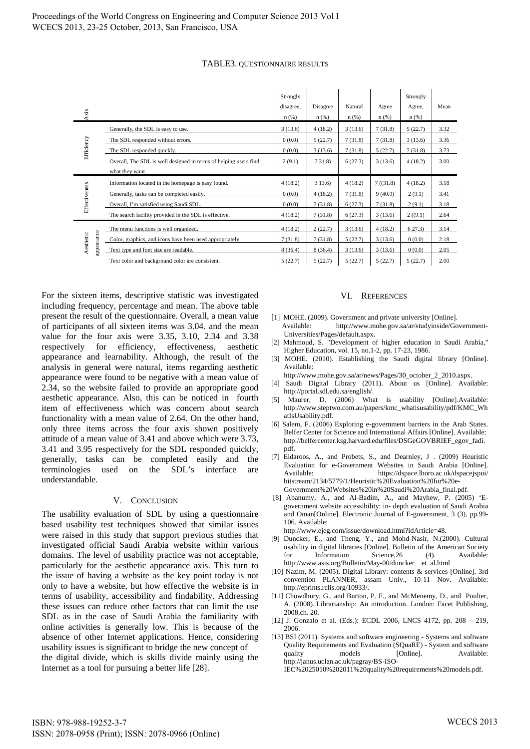TABLE3. QUESTIONNAIRE RESULTS

| Axis | | Strongly disagree, n (%) | Disagree n (%) | Natural n (%) | Agree n (%) | Strongly Agree, n (%) | Mean |
|---|---|---|---|---|---|---|---|
| Efficiency | Generally, the SDL is easy to use. | 3 (13.6) | 4 (18.2) | 3 (13.6) | 7 (31.8) | 5 (22.7) | 3.32 |
| | The SDL responded without errors. | 0 (0.0) | 5 (22.7) | 7 (31.8) | 7 (31.8) | 3 (13.6) | 3.36 |
| | The SDL responded quickly. | 0 (0.0) | 3 (13.6) | 7 (31.8) | 5 (22.7) | 7 (31.8) | 3.73 |
| | Overall, The SDL is well designed in terms of helping users find what they want. | 2 (9.1) | 7 31.8) | 6 (27.3) | 3 (13.6) | 4 (18.2) | 3.00 |
| Effectiveness | Information located in the homepage is easy found. | 4 (18.2) | 3 13.6) | 4 (18.2) | 7 ((31.8) | 4 (18.2) | 3.18 |
| | Generally, tasks can be completed easily. | 0 (0.0) | 4 (18.2) | 7 (31.8) | 9 (40.9) | 2 (9.1) | 3.41 |
| | Overall, I'm satisfied using Saudi SDL. | 0 (0.0) | 7 (31.8) | 6 (27.3) | 7 (31.8) | 2 (9.1) | 3.18 |
| | The search facility provided in the SDL is effective. | 4 (18.2) | 7 (31.8) | 6 (27.3) | 3 (13.6) | 2 ((9.1) | 2.64 |
| Aesthetic appearance | The menu functions is well organized. | 4 (18.2) | 2 (22.7) | 3 (13.6) | 4 (18.2) | 6 27.3) | 3.14 |
| | Color, graphics, and icons have been used appropriately. | 7 (31.8) | 7 (31.8) | 5 (22.7) | 3 (13.6) | 0 (0.0) | 2.18 |
| | Text type and font size are readable. | 8 (36.4) | 8 (36.4) | 3 (13.6) | 3 (13.6) | 0 (0.0) | 2.05 |
| | Text color and background color are consistent. | 5 (22.7) | 5 (22.7) | 5 (22.7) | 5 (22.7) | 5 (22.7) | 2.00 |

For the sixteen items, descriptive statistic was investigated including frequency, percentage and mean. The above table present the result of the questionnaire. Overall, a mean value of participants of all sixteen items was 3.04. and the mean value for the four axis were 3.35, 3.10, 2.34 and 3.38 respectively for efficiency, effectiveness, aesthetic appearance and learnability. Although, the result of the analysis in general were natural, items regarding aesthetic appearance were found to be negative with a mean value of 2.34, so the website failed to provide an appropriate good aesthetic appearance. Also, this can be noticed in fourth item of effectiveness which was concern about search functionality with a mean value of 2.64. On the other hand, only three items across the four axis shown positively attitude of a mean value of 3.41 and above which were 3.73, 3.41 and 3.95 respectively for the SDL responded quickly, generally, tasks can be completed easily and the terminologies used on the SDL's interface are understandable.

## V. Conclusion

The usability evaluation of SDL by using a questionnaire based usability test techniques showed that similar issues were raised in this study that support previous studies that investigated official Saudi Arabia website within various domains. The level of usability practice was not acceptable, particularly for the aesthetic appearance axis. This turn to the issue of having a website as the key point today is not only to have a website, but how effective the website is in terms of usability, accessibility and findability. Addressing these issues can reduce other factors that can limit the use SDL as in the case of Saudi Arabia the familiarity with online activities is generally low. This is because of the absence of other Internet applications. Hence, considering usability issues is significant to bridge the new concept of the digital divide, which is skills divide mainly using the Internet as a tool for pursuing a better life [28].

## VI. References

[1] MOHE. (2009). Government and private university [Online]. Available: http://www.mohe.gov.sa/ar/studyinside/Government-Universities/Pages/default.aspx.

[2] Mahmoud, S. "Development of higher education in Saudi Arabia," Higher Education, vol. 15, no.1-2, pp. 17-23, 1986.

[3] MOHE. (2010). Establishing the Saudi digital library [Online]. Available: http://www.mohe.gov.sa/ar/news/Pages/30_october_2_2010.aspx.

[4] Saudi Digital Library (2011). About us [Online]. Available: http://portal.sdl.edu.sa/english/.

[5] Maurer, D. (2006) What is usability [Online].Available: http://www.steptwo.com.au/papers/kmc_whatisusability/pdf/KMC_WhatIsUsability.pdf.

[6] Salem, F. (2006) Exploring e-government barriers in the Arab States. Belfer Center for Science and International Affairs [Online]. Available: http://belfercenter.ksg.harvard.edu/files/DSGeGOVBRIEF_egov_fadi.pdf.

[7] Eidaroos, A., and Probets, S., and Dearnley, J . (2009) Heuristic Evaluation for e-Government Websites in Saudi Arabia [Online]. Available: https://dspace.lboro.ac.uk/dspacejspui/bitstream/2134/5779/1/Heuristic%20Evaluation%20for%20e-Government%20Websites%20in%20Saudi%20Arabia_final.pdf.

[8] Abanumy, A., and Al-Badim, A., and Mayhew, P. (2005) 'E-government website accessibility: in- depth evaluation of Saudi Arabia and Oman[Online]. Electronic Journal of E-government, 3 (3), pp.99-106. Available: http://www.ejeg.com/issue/download.html?idArticle=48.

[9] Duncker, E., and Theng, Y., and Mohd-Nasir, N.(2000). Cultural usability in digital libraries [Online]. Bulletin of the American Society for Information Science,26 (4). Available: http://www.asis.org/Bulletin/May-00/duncker__et_al.html

[10] Nazim, M. (2005). Digital Library: contents & services [Online]. 3rd convention PLANNER, assam Univ., 10-11 Nov. Available: http://eprints.rclis.org/10933/.

[11] Chowdhury, G., and Burton, P. F., and McMenemy, D., and Poulter, A. (2008). Librarianship: An introduction. London: Facet Publishing, 2008,ch. 20.

[12] J. Gonzalo et al. (Eds.): ECDL 2006, LNCS 4172, pp. 208 – 219, 2006.

[13] BSI (2011). Systems and software engineering - Systems and software Quality Requirements and Evaluation (SQuaRE) - System and software quality models [Online]. Available: http://janus.uclan.ac.uk/pagray/BS-ISO-IEC%2025010%202011%20quality%20requirements%20models.pdf.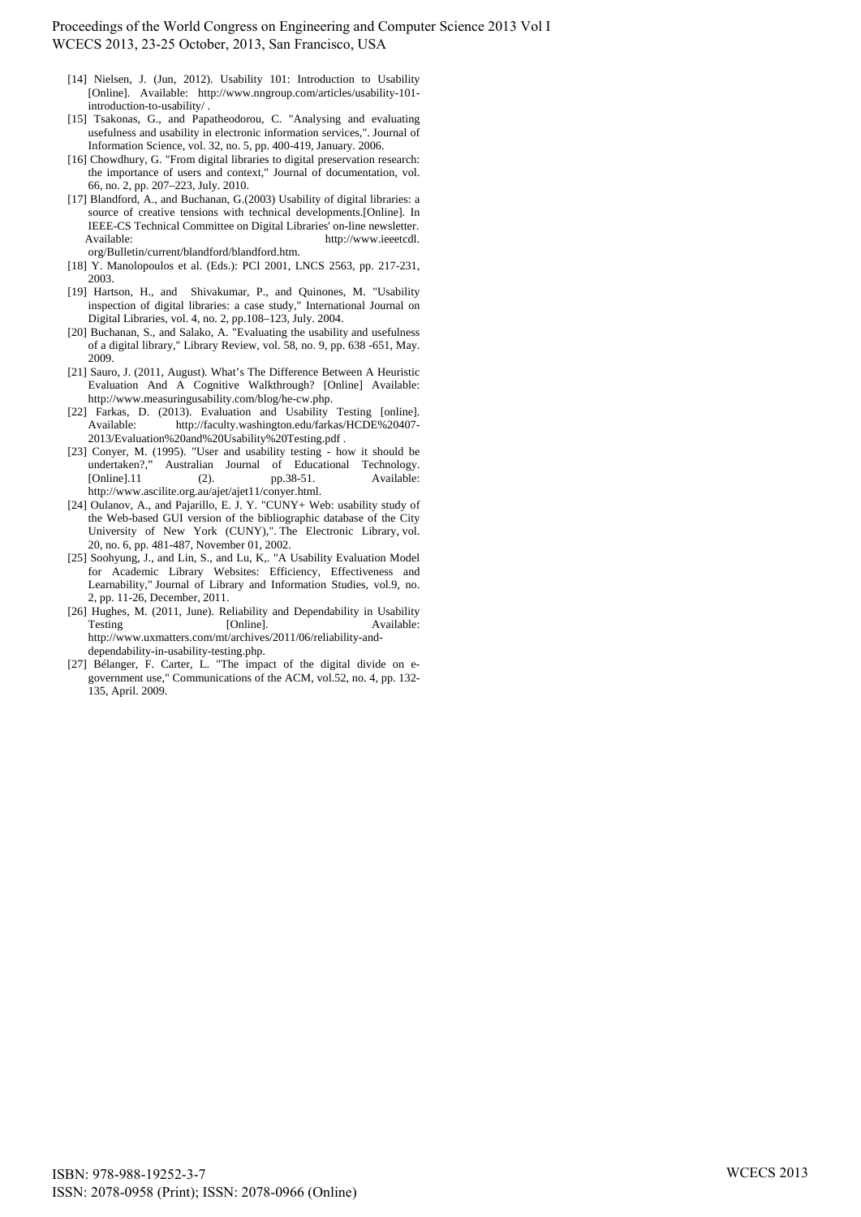[14] Nielsen, J. (Jun, 2012). Usability 101: Introduction to Usability [Online]. Available: http://www.nngroup.com/articles/usability-101-introduction-to-usability/ .

[15] Tsakonas, G., and Papatheodorou, C. "Analysing and evaluating usefulness and usability in electronic information services,". Journal of Information Science, vol. 32, no. 5, pp. 400-419, January. 2006.

[16] Chowdhury, G. "From digital libraries to digital preservation research: the importance of users and context," Journal of documentation, vol. 66, no. 2, pp. 207–223, July. 2010.

[17] Blandford, A., and Buchanan, G.(2003) Usability of digital libraries: a source of creative tensions with technical developments.[Online]. In IEEE-CS Technical Committee on Digital Libraries' on-line newsletter. Available: http://www.ieeetcdl.org/Bulletin/current/blandford/blandford.htm.

[18] Y. Manolopoulos et al. (Eds.): PCI 2001, LNCS 2563, pp. 217-231, 2003.

[19] Hartson, H., and Shivakumar, P., and Quinones, M. "Usability inspection of digital libraries: a case study," International Journal on Digital Libraries, vol. 4, no. 2, pp.108–123, July. 2004.

[20] Buchanan, S., and Salako, A. "Evaluating the usability and usefulness of a digital library," Library Review, vol. 58, no. 9, pp. 638 -651, May. 2009.

[21] Sauro, J. (2011, August). What's The Difference Between A Heuristic Evaluation And A Cognitive Walkthrough? [Online] Available: http://www.measuringusability.com/blog/he-cw.php.

[22] Farkas, D. (2013). Evaluation and Usability Testing [online]. Available: http://faculty.washington.edu/farkas/HCDE%20407-2013/Evaluation%20and%20Usability%20Testing.pdf .

[23] Conyer, M. (1995). "User and usability testing - how it should be undertaken?," Australian Journal of Educational Technology. [Online].11 (2). pp.38-51. Available: http://www.ascilite.org.au/ajet/ajet11/conyer.html.

[24] Oulanov, A., and Pajarillo, E. J. Y. "CUNY+ Web: usability study of the Web-based GUI version of the bibliographic database of the City University of New York (CUNY),". The Electronic Library, vol. 20, no. 6, pp. 481-487, November 01, 2002.

[25] Soohyung, J., and Lin, S., and Lu, K,. "A Usability Evaluation Model for Academic Library Websites: Efficiency, Effectiveness and Learnability," Journal of Library and Information Studies, vol.9, no. 2, pp. 11-26, December, 2011.

[26] Hughes, M. (2011, June). Reliability and Dependability in Usability Testing [Online]. Available: http://www.uxmatters.com/mt/archives/2011/06/reliability-and-dependability-in-usability-testing.php.

[27] Bélanger, F. Carter, L. "The impact of the digital divide on e-government use," Communications of the ACM, vol.52, no. 4, pp. 132-135, April. 2009.